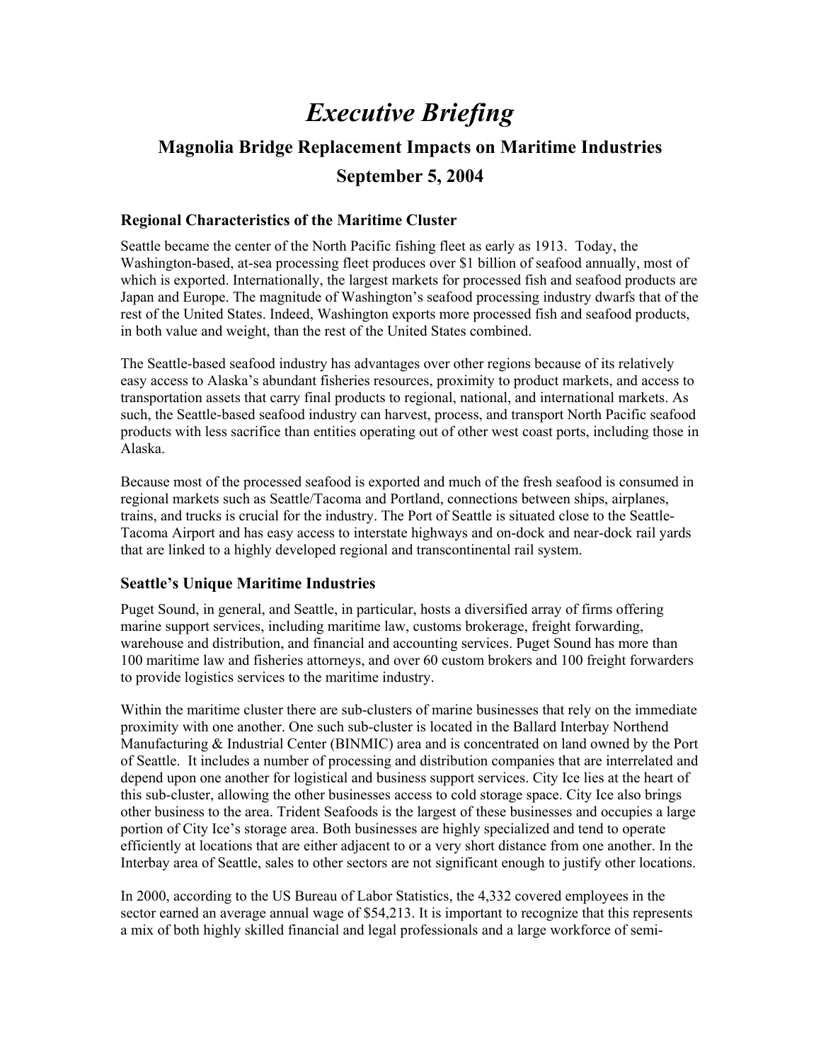# *Executive Briefing*

## Magnolia Bridge Replacement Impacts on Maritime Industries

## September 5, 2004

### Regional Characteristics of the Maritime Cluster

Seattle became the center of the North Pacific fishing fleet as early as 1913. Today, the Washington-based, at-sea processing fleet produces over $1 billion of seafood annually, most of which is exported. Internationally, the largest markets for processed fish and seafood products are Japan and Europe. The magnitude of Washington's seafood processing industry dwarfs that of the rest of the United States. Indeed, Washington exports more processed fish and seafood products, in both value and weight, than the rest of the United States combined.

The Seattle-based seafood industry has advantages over other regions because of its relatively easy access to Alaska's abundant fisheries resources, proximity to product markets, and access to transportation assets that carry final products to regional, national, and international markets. As such, the Seattle-based seafood industry can harvest, process, and transport North Pacific seafood products with less sacrifice than entities operating out of other west coast ports, including those in Alaska.

Because most of the processed seafood is exported and much of the fresh seafood is consumed in regional markets such as Seattle/Tacoma and Portland, connections between ships, airplanes, trains, and trucks is crucial for the industry. The Port of Seattle is situated close to the Seattle-Tacoma Airport and has easy access to interstate highways and on-dock and near-dock rail yards that are linked to a highly developed regional and transcontinental rail system.

### Seattle's Unique Maritime Industries

Puget Sound, in general, and Seattle, in particular, hosts a diversified array of firms offering marine support services, including maritime law, customs brokerage, freight forwarding, warehouse and distribution, and financial and accounting services. Puget Sound has more than 100 maritime law and fisheries attorneys, and over 60 custom brokers and 100 freight forwarders to provide logistics services to the maritime industry.

Within the maritime cluster there are sub-clusters of marine businesses that rely on the immediate proximity with one another. One such sub-cluster is located in the Ballard Interbay Northend Manufacturing & Industrial Center (BINMIC) area and is concentrated on land owned by the Port of Seattle. It includes a number of processing and distribution companies that are interrelated and depend upon one another for logistical and business support services. City Ice lies at the heart of this sub-cluster, allowing the other businesses access to cold storage space. City Ice also brings other business to the area. Trident Seafoods is the largest of these businesses and occupies a large portion of City Ice's storage area. Both businesses are highly specialized and tend to operate efficiently at locations that are either adjacent to or a very short distance from one another. In the Interbay area of Seattle, sales to other sectors are not significant enough to justify other locations.

In 2000, according to the US Bureau of Labor Statistics, the 4,332 covered employees in the sector earned an average annual wage of $54,213. It is important to recognize that this represents a mix of both highly skilled financial and legal professionals and a large workforce of semi-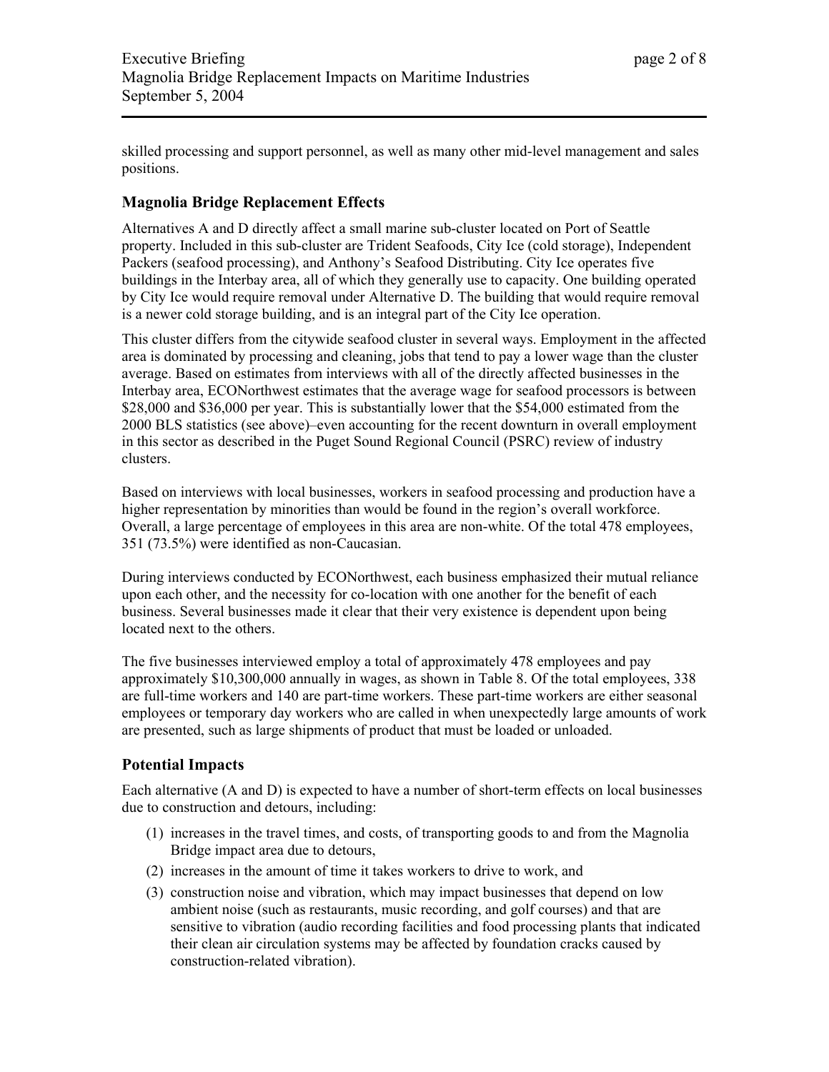skilled processing and support personnel, as well as many other mid-level management and sales positions.

## Magnolia Bridge Replacement Effects

Alternatives A and D directly affect a small marine sub-cluster located on Port of Seattle property. Included in this sub-cluster are Trident Seafoods, City Ice (cold storage), Independent Packers (seafood processing), and Anthony's Seafood Distributing. City Ice operates five buildings in the Interbay area, all of which they generally use to capacity. One building operated by City Ice would require removal under Alternative D. The building that would require removal is a newer cold storage building, and is an integral part of the City Ice operation.

This cluster differs from the citywide seafood cluster in several ways. Employment in the affected area is dominated by processing and cleaning, jobs that tend to pay a lower wage than the cluster average. Based on estimates from interviews with all of the directly affected businesses in the Interbay area, ECONorthwest estimates that the average wage for seafood processors is between $28,000 and $36,000 per year. This is substantially lower that the $54,000 estimated from the 2000 BLS statistics (see above)–even accounting for the recent downturn in overall employment in this sector as described in the Puget Sound Regional Council (PSRC) review of industry clusters.

Based on interviews with local businesses, workers in seafood processing and production have a higher representation by minorities than would be found in the region's overall workforce. Overall, a large percentage of employees in this area are non-white. Of the total 478 employees, 351 (73.5%) were identified as non-Caucasian.

During interviews conducted by ECONorthwest, each business emphasized their mutual reliance upon each other, and the necessity for co-location with one another for the benefit of each business. Several businesses made it clear that their very existence is dependent upon being located next to the others.

The five businesses interviewed employ a total of approximately 478 employees and pay approximately $10,300,000 annually in wages, as shown in Table 8. Of the total employees, 338 are full-time workers and 140 are part-time workers. These part-time workers are either seasonal employees or temporary day workers who are called in when unexpectedly large amounts of work are presented, such as large shipments of product that must be loaded or unloaded.

## Potential Impacts

Each alternative (A and D) is expected to have a number of short-term effects on local businesses due to construction and detours, including:

(1) increases in the travel times, and costs, of transporting goods to and from the Magnolia Bridge impact area due to detours,

(2) increases in the amount of time it takes workers to drive to work, and

(3) construction noise and vibration, which may impact businesses that depend on low ambient noise (such as restaurants, music recording, and golf courses) and that are sensitive to vibration (audio recording facilities and food processing plants that indicated their clean air circulation systems may be affected by foundation cracks caused by construction-related vibration).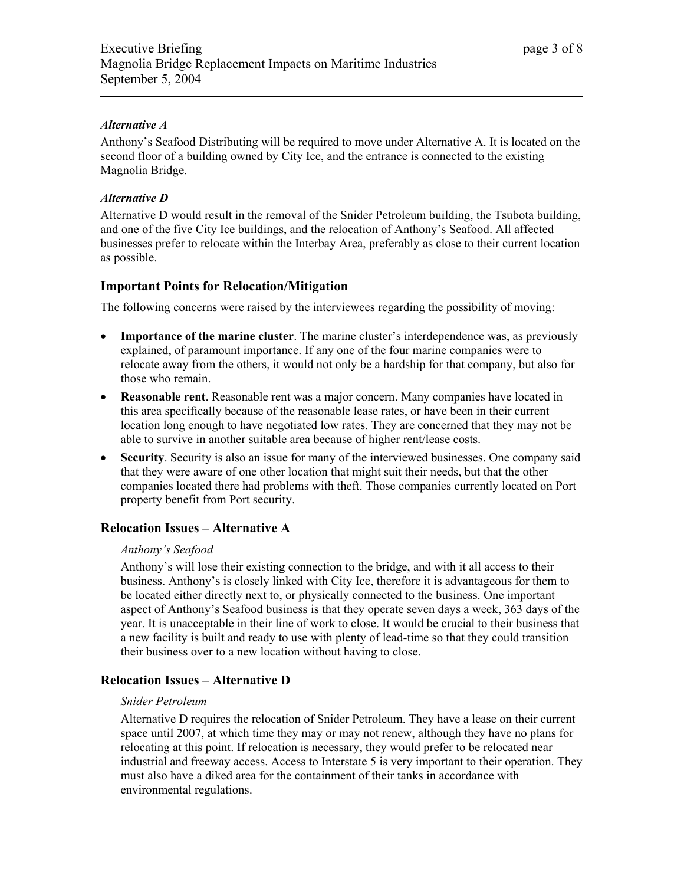*Alternative A*

Anthony's Seafood Distributing will be required to move under Alternative A. It is located on the second floor of a building owned by City Ice, and the entrance is connected to the existing Magnolia Bridge.

*Alternative D*

Alternative D would result in the removal of the Snider Petroleum building, the Tsubota building, and one of the five City Ice buildings, and the relocation of Anthony's Seafood. All affected businesses prefer to relocate within the Interbay Area, preferably as close to their current location as possible.

## Important Points for Relocation/Mitigation

The following concerns were raised by the interviewees regarding the possibility of moving:

- **Importance of the marine cluster**. The marine cluster's interdependence was, as previously explained, of paramount importance. If any one of the four marine companies were to relocate away from the others, it would not only be a hardship for that company, but also for those who remain.
- **Reasonable rent**. Reasonable rent was a major concern. Many companies have located in this area specifically because of the reasonable lease rates, or have been in their current location long enough to have negotiated low rates. They are concerned that they may not be able to survive in another suitable area because of higher rent/lease costs.
- **Security**. Security is also an issue for many of the interviewed businesses. One company said that they were aware of one other location that might suit their needs, but that the other companies located there had problems with theft. Those companies currently located on Port property benefit from Port security.

## Relocation Issues – Alternative A

*Anthony's Seafood*

Anthony's will lose their existing connection to the bridge, and with it all access to their business. Anthony's is closely linked with City Ice, therefore it is advantageous for them to be located either directly next to, or physically connected to the business. One important aspect of Anthony's Seafood business is that they operate seven days a week, 363 days of the year. It is unacceptable in their line of work to close. It would be crucial to their business that a new facility is built and ready to use with plenty of lead-time so that they could transition their business over to a new location without having to close.

## Relocation Issues – Alternative D

*Snider Petroleum*

Alternative D requires the relocation of Snider Petroleum. They have a lease on their current space until 2007, at which time they may or may not renew, although they have no plans for relocating at this point. If relocation is necessary, they would prefer to be relocated near industrial and freeway access. Access to Interstate 5 is very important to their operation. They must also have a diked area for the containment of their tanks in accordance with environmental regulations.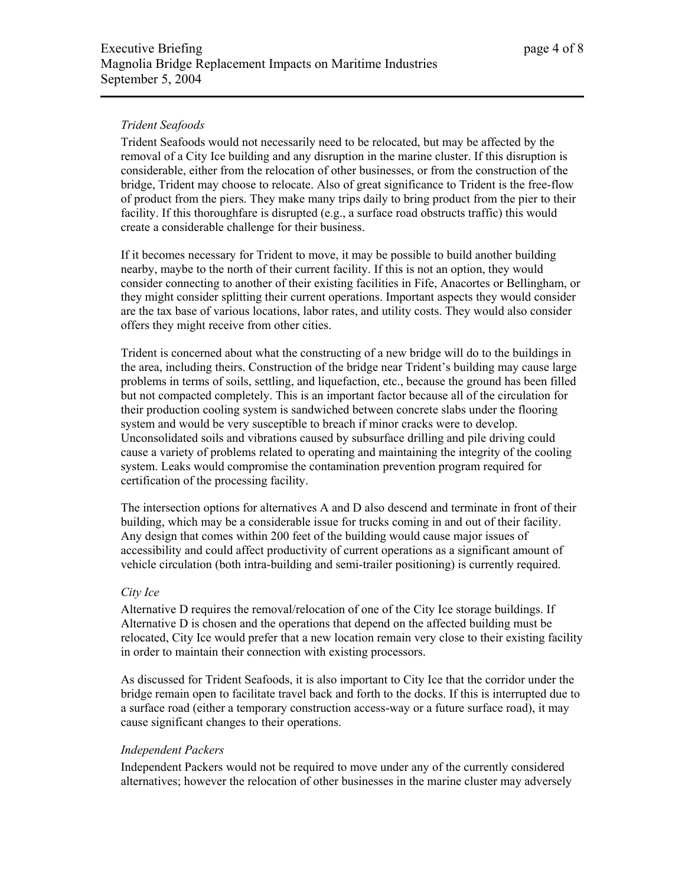*Trident Seafoods*

Trident Seafoods would not necessarily need to be relocated, but may be affected by the removal of a City Ice building and any disruption in the marine cluster. If this disruption is considerable, either from the relocation of other businesses, or from the construction of the bridge, Trident may choose to relocate. Also of great significance to Trident is the free-flow of product from the piers. They make many trips daily to bring product from the pier to their facility. If this thoroughfare is disrupted (e.g., a surface road obstructs traffic) this would create a considerable challenge for their business.

If it becomes necessary for Trident to move, it may be possible to build another building nearby, maybe to the north of their current facility. If this is not an option, they would consider connecting to another of their existing facilities in Fife, Anacortes or Bellingham, or they might consider splitting their current operations. Important aspects they would consider are the tax base of various locations, labor rates, and utility costs. They would also consider offers they might receive from other cities.

Trident is concerned about what the constructing of a new bridge will do to the buildings in the area, including theirs. Construction of the bridge near Trident's building may cause large problems in terms of soils, settling, and liquefaction, etc., because the ground has been filled but not compacted completely. This is an important factor because all of the circulation for their production cooling system is sandwiched between concrete slabs under the flooring system and would be very susceptible to breach if minor cracks were to develop. Unconsolidated soils and vibrations caused by subsurface drilling and pile driving could cause a variety of problems related to operating and maintaining the integrity of the cooling system. Leaks would compromise the contamination prevention program required for certification of the processing facility.

The intersection options for alternatives A and D also descend and terminate in front of their building, which may be a considerable issue for trucks coming in and out of their facility. Any design that comes within 200 feet of the building would cause major issues of accessibility and could affect productivity of current operations as a significant amount of vehicle circulation (both intra-building and semi-trailer positioning) is currently required.

*City Ice*

Alternative D requires the removal/relocation of one of the City Ice storage buildings. If Alternative D is chosen and the operations that depend on the affected building must be relocated, City Ice would prefer that a new location remain very close to their existing facility in order to maintain their connection with existing processors.

As discussed for Trident Seafoods, it is also important to City Ice that the corridor under the bridge remain open to facilitate travel back and forth to the docks. If this is interrupted due to a surface road (either a temporary construction access-way or a future surface road), it may cause significant changes to their operations.

*Independent Packers*

Independent Packers would not be required to move under any of the currently considered alternatives; however the relocation of other businesses in the marine cluster may adversely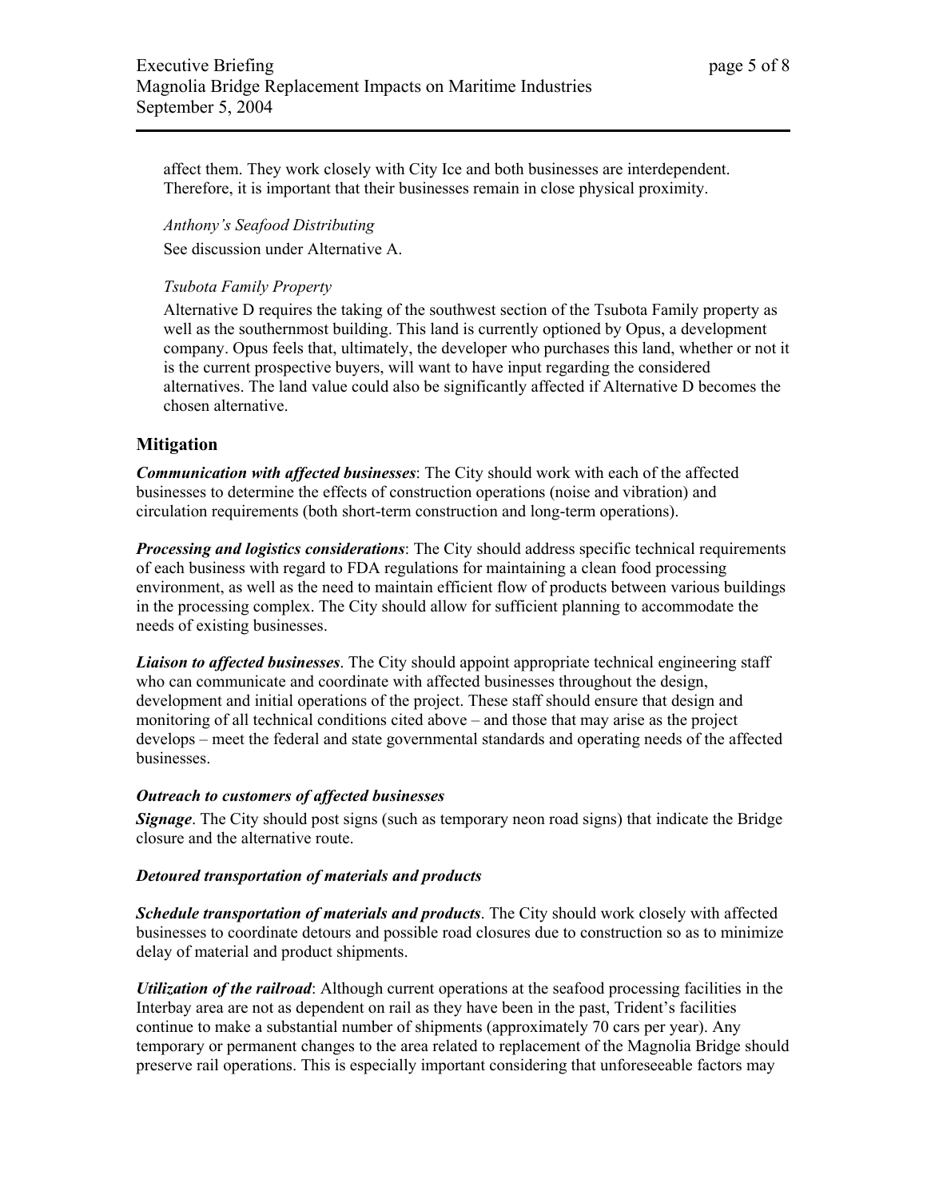affect them. They work closely with City Ice and both businesses are interdependent. Therefore, it is important that their businesses remain in close physical proximity.

*Anthony's Seafood Distributing*

See discussion under Alternative A.

*Tsubota Family Property*

Alternative D requires the taking of the southwest section of the Tsubota Family property as well as the southernmost building. This land is currently optioned by Opus, a development company. Opus feels that, ultimately, the developer who purchases this land, whether or not it is the current prospective buyers, will want to have input regarding the considered alternatives. The land value could also be significantly affected if Alternative D becomes the chosen alternative.

## Mitigation

***Communication with affected businesses***: The City should work with each of the affected businesses to determine the effects of construction operations (noise and vibration) and circulation requirements (both short-term construction and long-term operations).

***Processing and logistics considerations***: The City should address specific technical requirements of each business with regard to FDA regulations for maintaining a clean food processing environment, as well as the need to maintain efficient flow of products between various buildings in the processing complex. The City should allow for sufficient planning to accommodate the needs of existing businesses.

***Liaison to affected businesses***. The City should appoint appropriate technical engineering staff who can communicate and coordinate with affected businesses throughout the design, development and initial operations of the project. These staff should ensure that design and monitoring of all technical conditions cited above – and those that may arise as the project develops – meet the federal and state governmental standards and operating needs of the affected businesses.

***Outreach to customers of affected businesses***

***Signage***. The City should post signs (such as temporary neon road signs) that indicate the Bridge closure and the alternative route.

***Detoured transportation of materials and products***

***Schedule transportation of materials and products***. The City should work closely with affected businesses to coordinate detours and possible road closures due to construction so as to minimize delay of material and product shipments.

***Utilization of the railroad***: Although current operations at the seafood processing facilities in the Interbay area are not as dependent on rail as they have been in the past, Trident's facilities continue to make a substantial number of shipments (approximately 70 cars per year). Any temporary or permanent changes to the area related to replacement of the Magnolia Bridge should preserve rail operations. This is especially important considering that unforeseeable factors may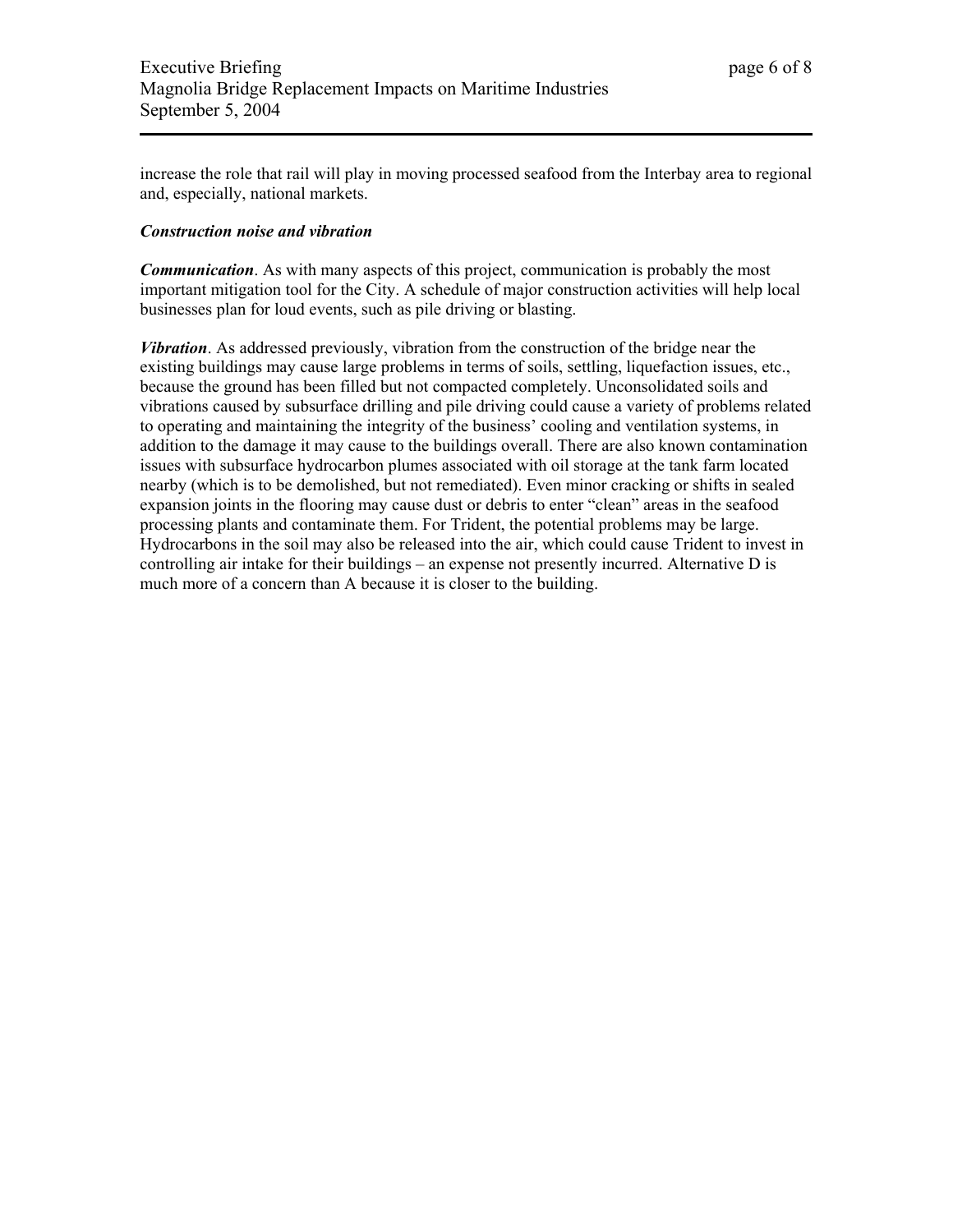increase the role that rail will play in moving processed seafood from the Interbay area to regional and, especially, national markets.

***Construction noise and vibration***

***Communication***. As with many aspects of this project, communication is probably the most important mitigation tool for the City. A schedule of major construction activities will help local businesses plan for loud events, such as pile driving or blasting.

***Vibration***. As addressed previously, vibration from the construction of the bridge near the existing buildings may cause large problems in terms of soils, settling, liquefaction issues, etc., because the ground has been filled but not compacted completely. Unconsolidated soils and vibrations caused by subsurface drilling and pile driving could cause a variety of problems related to operating and maintaining the integrity of the business' cooling and ventilation systems, in addition to the damage it may cause to the buildings overall. There are also known contamination issues with subsurface hydrocarbon plumes associated with oil storage at the tank farm located nearby (which is to be demolished, but not remediated). Even minor cracking or shifts in sealed expansion joints in the flooring may cause dust or debris to enter "clean" areas in the seafood processing plants and contaminate them. For Trident, the potential problems may be large. Hydrocarbons in the soil may also be released into the air, which could cause Trident to invest in controlling air intake for their buildings – an expense not presently incurred. Alternative D is much more of a concern than A because it is closer to the building.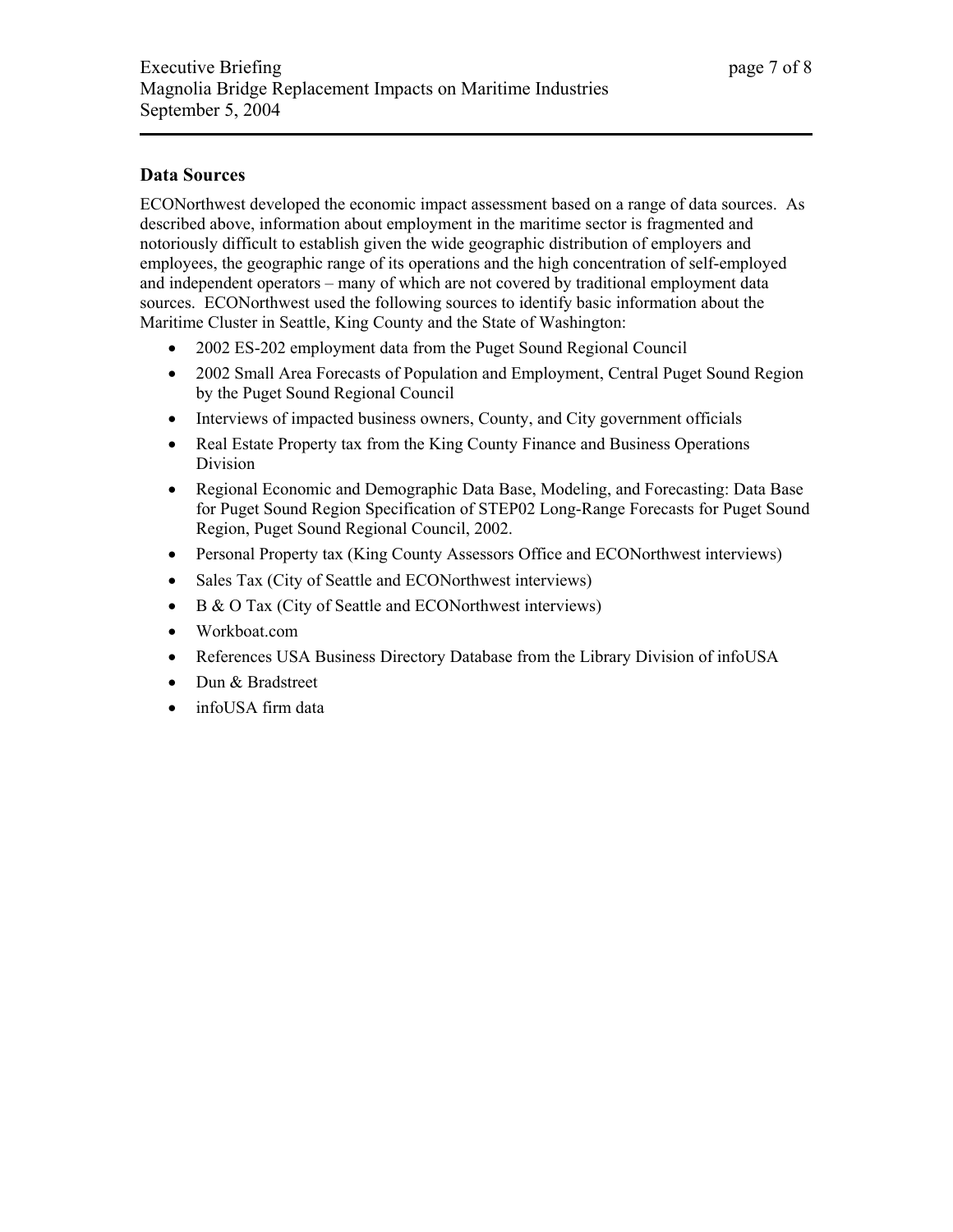## Data Sources

ECONorthwest developed the economic impact assessment based on a range of data sources. As described above, information about employment in the maritime sector is fragmented and notoriously difficult to establish given the wide geographic distribution of employers and employees, the geographic range of its operations and the high concentration of self-employed and independent operators – many of which are not covered by traditional employment data sources. ECONorthwest used the following sources to identify basic information about the Maritime Cluster in Seattle, King County and the State of Washington:

- 2002 ES-202 employment data from the Puget Sound Regional Council
- 2002 Small Area Forecasts of Population and Employment, Central Puget Sound Region by the Puget Sound Regional Council
- Interviews of impacted business owners, County, and City government officials
- Real Estate Property tax from the King County Finance and Business Operations Division
- Regional Economic and Demographic Data Base, Modeling, and Forecasting: Data Base for Puget Sound Region Specification of STEP02 Long-Range Forecasts for Puget Sound Region, Puget Sound Regional Council, 2002.
- Personal Property tax (King County Assessors Office and ECONorthwest interviews)
- Sales Tax (City of Seattle and ECONorthwest interviews)
- B & O Tax (City of Seattle and ECONorthwest interviews)
- Workboat.com
- References USA Business Directory Database from the Library Division of infoUSA
- Dun & Bradstreet
- infoUSA firm data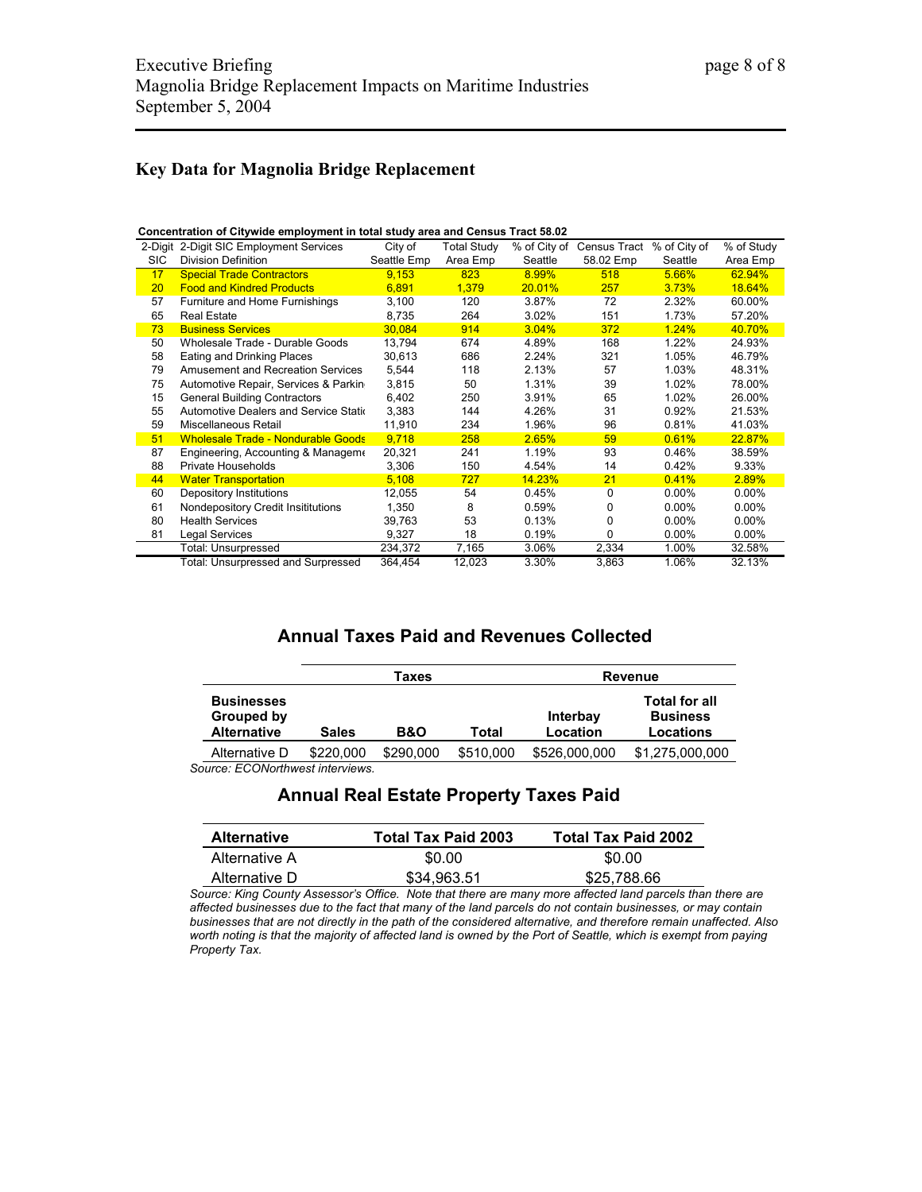## Key Data for Magnolia Bridge Replacement

**Concentration of Citywide employment in total study area and Census Tract 58.02**

| 2-Digit SIC | 2-Digit SIC Employment Services Division Definition | City of Seattle Emp | Total Study Area Emp | % of City of Seattle | Census Tract 58.02 Emp | % of City of Seattle | % of Study Area Emp |
|---|---|---|---|---|---|---|---|
| 17 | Special Trade Contractors | 9,153 | 823 | 8.99% | 518 | 5.66% | 62.94% |
| 20 | Food and Kindred Products | 6,891 | 1,379 | 20.01% | 257 | 3.73% | 18.64% |
| 57 | Furniture and Home Furnishings | 3,100 | 120 | 3.87% | 72 | 2.32% | 60.00% |
| 65 | Real Estate | 8,735 | 264 | 3.02% | 151 | 1.73% | 57.20% |
| 73 | Business Services | 30,084 | 914 | 3.04% | 372 | 1.24% | 40.70% |
| 50 | Wholesale Trade - Durable Goods | 13,794 | 674 | 4.89% | 168 | 1.22% | 24.93% |
| 58 | Eating and Drinking Places | 30,613 | 686 | 2.24% | 321 | 1.05% | 46.79% |
| 79 | Amusement and Recreation Services | 5,544 | 118 | 2.13% | 57 | 1.03% | 48.31% |
| 75 | Automotive Repair, Services & Parkin | 3,815 | 50 | 1.31% | 39 | 1.02% | 78.00% |
| 15 | General Building Contractors | 6,402 | 250 | 3.91% | 65 | 1.02% | 26.00% |
| 55 | Automotive Dealers and Service Stati | 3,383 | 144 | 4.26% | 31 | 0.92% | 21.53% |
| 59 | Miscellaneous Retail | 11,910 | 234 | 1.96% | 96 | 0.81% | 41.03% |
| 51 | Wholesale Trade - Nondurable Goods | 9,718 | 258 | 2.65% | 59 | 0.61% | 22.87% |
| 87 | Engineering, Accounting & Manageme | 20,321 | 241 | 1.19% | 93 | 0.46% | 38.59% |
| 88 | Private Households | 3,306 | 150 | 4.54% | 14 | 0.42% | 9.33% |
| 44 | Water Transportation | 5,108 | 727 | 14.23% | 21 | 0.41% | 2.89% |
| 60 | Depository Institutions | 12,055 | 54 | 0.45% | 0 | 0.00% | 0.00% |
| 61 | Nondepository Credit Insititutions | 1,350 | 8 | 0.59% | 0 | 0.00% | 0.00% |
| 80 | Health Services | 39,763 | 53 | 0.13% | 0 | 0.00% | 0.00% |
| 81 | Legal Services | 9,327 | 18 | 0.19% | 0 | 0.00% | 0.00% |
| | Total: Unsurpressed | 234,372 | 7,165 | 3.06% | 2,334 | 1.00% | 32.58% |
| | Total: Unsurpressed and Surpressed | 364,454 | 12,023 | 3.30% | 3,863 | 1.06% | 32.13% |

### Annual Taxes Paid and Revenues Collected

| Businesses Grouped by Alternative | Taxes | | | Revenue | |
|---|---|---|---|---|---|
| | Sales | B&O | Total | Interbay Location | Total for all Business Locations |
| Alternative D | $220,000 | $290,000 | $510,000 | $526,000,000 | $1,275,000,000 |

*Source: ECONorthwest interviews.*

### Annual Real Estate Property Taxes Paid

| Alternative | Total Tax Paid 2003 | Total Tax Paid 2002 |
|---|---|---|
| Alternative A | $0.00 | $0.00 |
| Alternative D | $34,963.51 | $25,788.66 |

*Source: King County Assessor's Office. Note that there are many more affected land parcels than there are affected businesses due to the fact that many of the land parcels do not contain businesses, or may contain businesses that are not directly in the path of the considered alternative, and therefore remain unaffected. Also worth noting is that the majority of affected land is owned by the Port of Seattle, which is exempt from paying Property Tax.*